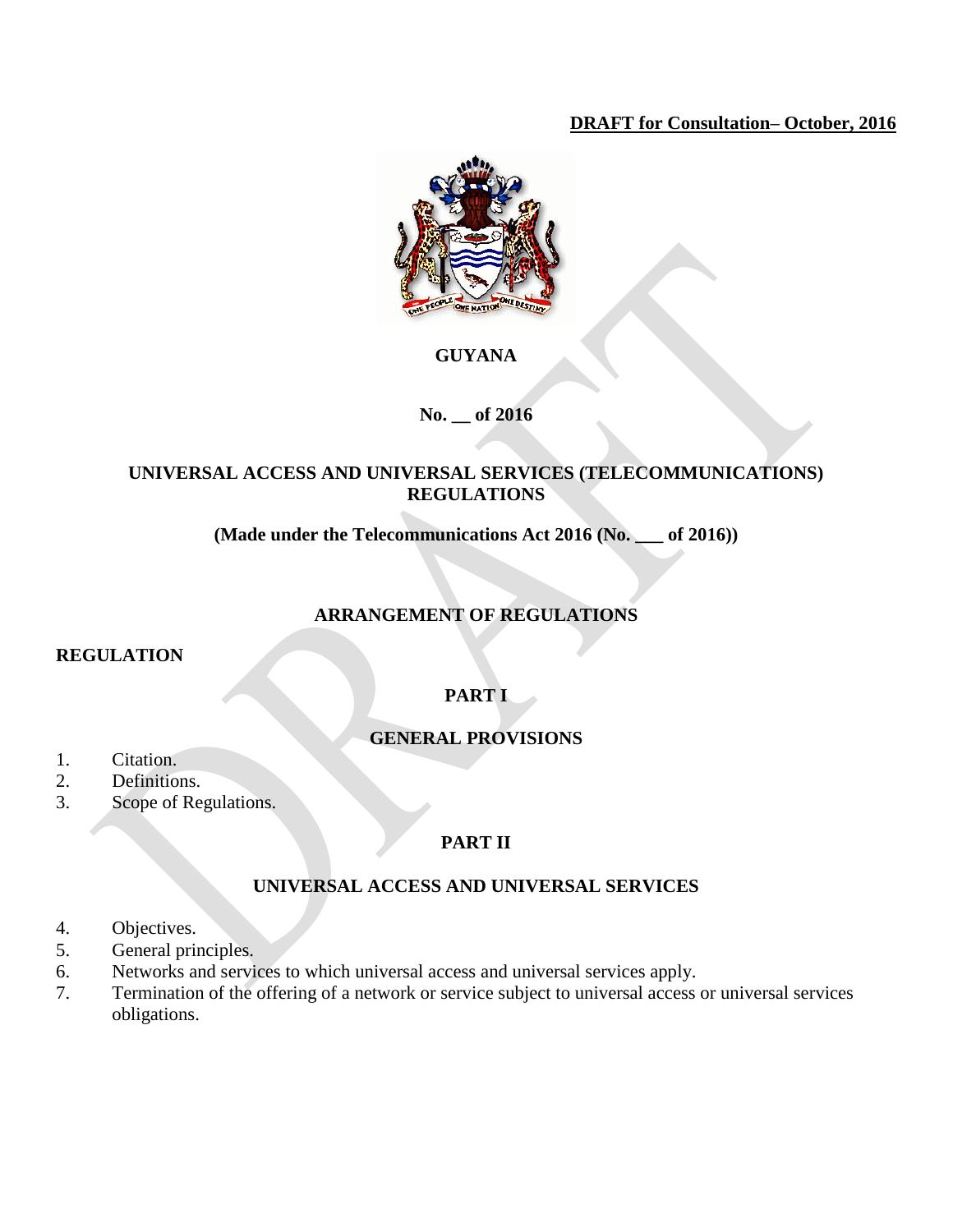**DRAFT for Consultation– October, 2016**

# GUYANA

**No. __ of 2016**

## UNIVERSAL ACCESS AND UNIVERSAL SERVICES (TELECOMMUNICATIONS) REGULATIONS

**(Made under the Telecommunications Act 2016 (No. ___ of 2016))**

## ARRANGEMENT OF REGULATIONS

**REGULATION**

### PART I

### GENERAL PROVISIONS

1. Citation.
2. Definitions.
3. Scope of Regulations.

### PART II

### UNIVERSAL ACCESS AND UNIVERSAL SERVICES

4. Objectives.
5. General principles.
6. Networks and services to which universal access and universal services apply.
7. Termination of the offering of a network or service subject to universal access or universal services obligations.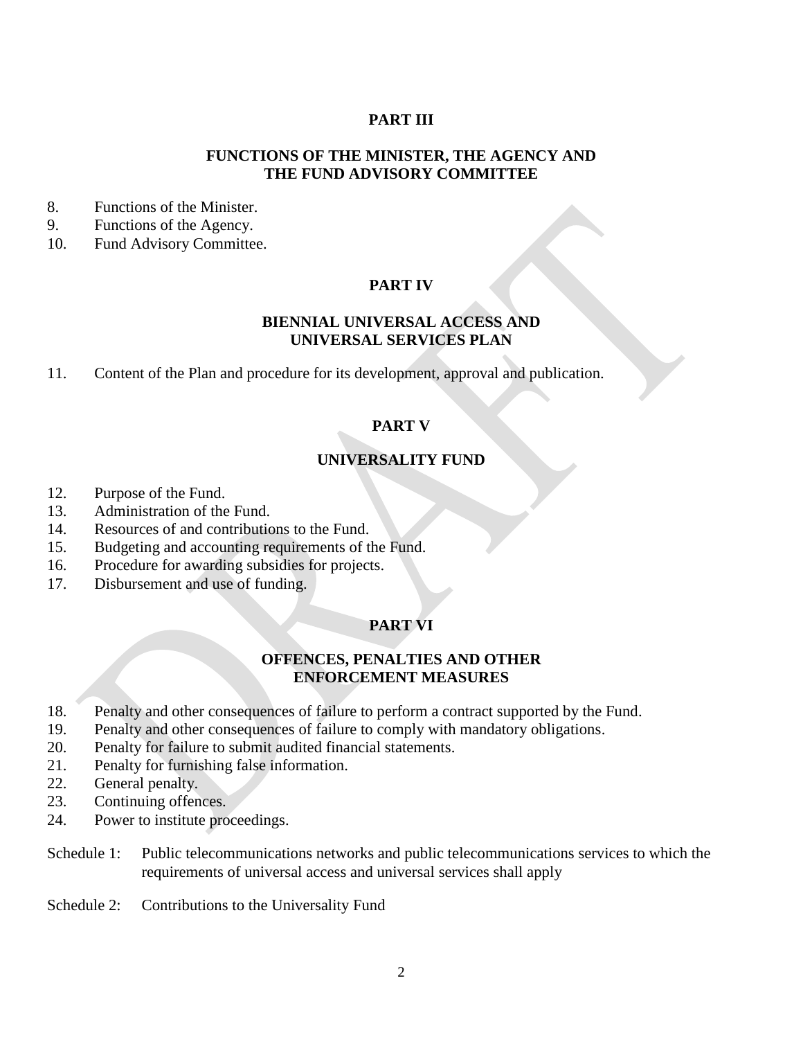## PART III

### FUNCTIONS OF THE MINISTER, THE AGENCY AND THE FUND ADVISORY COMMITTEE

8. Functions of the Minister.
9. Functions of the Agency.
10. Fund Advisory Committee.

## PART IV

### BIENNIAL UNIVERSAL ACCESS AND UNIVERSAL SERVICES PLAN

11. Content of the Plan and procedure for its development, approval and publication.

## PART V

### UNIVERSALITY FUND

12. Purpose of the Fund.
13. Administration of the Fund.
14. Resources of and contributions to the Fund.
15. Budgeting and accounting requirements of the Fund.
16. Procedure for awarding subsidies for projects.
17. Disbursement and use of funding.

## PART VI

### OFFENCES, PENALTIES AND OTHER ENFORCEMENT MEASURES

18. Penalty and other consequences of failure to perform a contract supported by the Fund.
19. Penalty and other consequences of failure to comply with mandatory obligations.
20. Penalty for failure to submit audited financial statements.
21. Penalty for furnishing false information.
22. General penalty.
23. Continuing offences.
24. Power to institute proceedings.

Schedule 1: Public telecommunications networks and public telecommunications services to which the requirements of universal access and universal services shall apply

Schedule 2: Contributions to the Universality Fund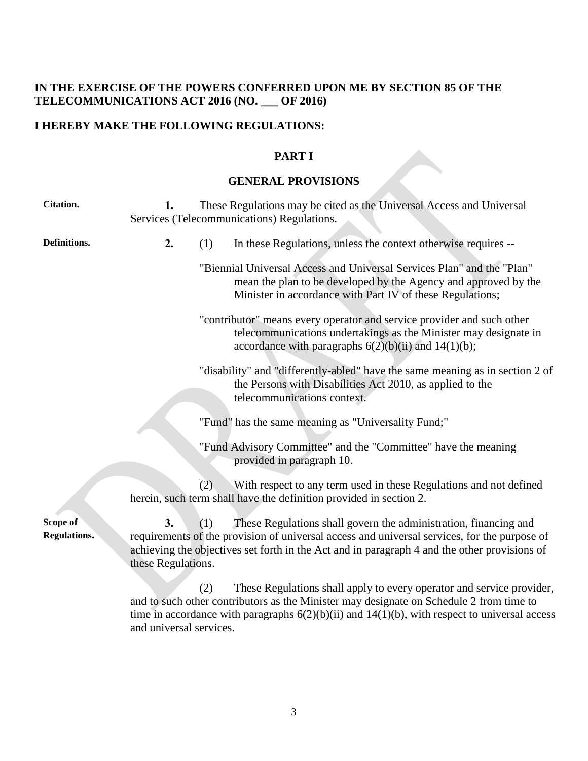**IN THE EXERCISE OF THE POWERS CONFERRED UPON ME BY SECTION 85 OF THE TELECOMMUNICATIONS ACT 2016 (NO. ___ OF 2016)**

**I HEREBY MAKE THE FOLLOWING REGULATIONS:**

## PART I

## GENERAL PROVISIONS

**Citation.**

**1.** These Regulations may be cited as the Universal Access and Universal Services (Telecommunications) Regulations.

**Definitions.**

**2.** (1) In these Regulations, unless the context otherwise requires --

"Biennial Universal Access and Universal Services Plan" and the "Plan" mean the plan to be developed by the Agency and approved by the Minister in accordance with Part IV of these Regulations;

"contributor" means every operator and service provider and such other telecommunications undertakings as the Minister may designate in accordance with paragraphs 6(2)(b)(ii) and 14(1)(b);

"disability" and "differently-abled" have the same meaning as in section 2 of the Persons with Disabilities Act 2010, as applied to the telecommunications context.

"Fund" has the same meaning as "Universality Fund;"

"Fund Advisory Committee" and the "Committee" have the meaning provided in paragraph 10.

(2) With respect to any term used in these Regulations and not defined herein, such term shall have the definition provided in section 2.

**Scope of Regulations.**

**3.** (1) These Regulations shall govern the administration, financing and requirements of the provision of universal access and universal services, for the purpose of achieving the objectives set forth in the Act and in paragraph 4 and the other provisions of these Regulations.

(2) These Regulations shall apply to every operator and service provider, and to such other contributors as the Minister may designate on Schedule 2 from time to time in accordance with paragraphs 6(2)(b)(ii) and 14(1)(b), with respect to universal access and universal services.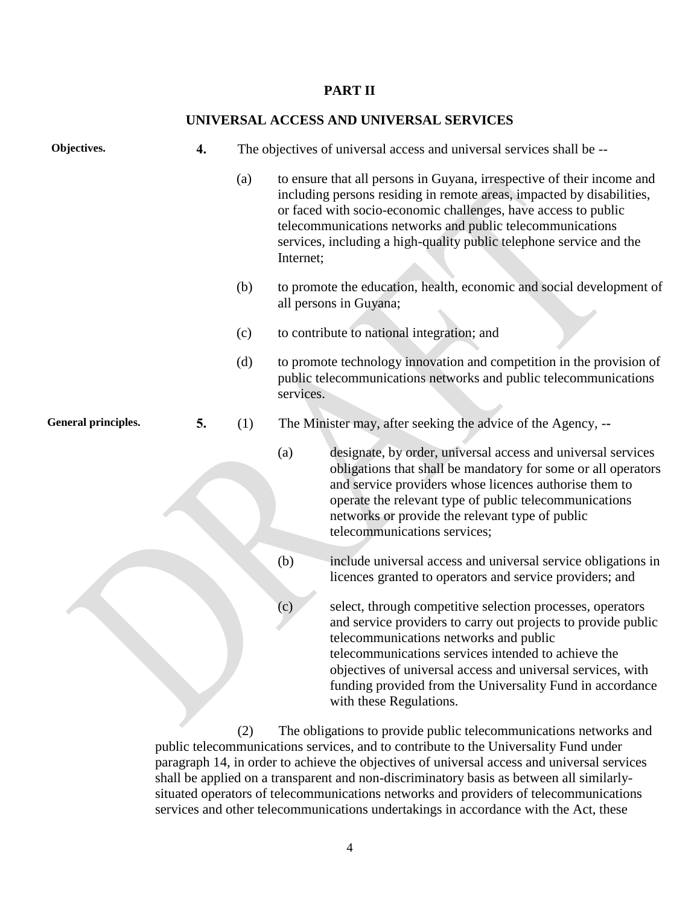## PART II

## UNIVERSAL ACCESS AND UNIVERSAL SERVICES

**Objectives.**

**4.** The objectives of universal access and universal services shall be --

(a) to ensure that all persons in Guyana, irrespective of their income and including persons residing in remote areas, impacted by disabilities, or faced with socio-economic challenges, have access to public telecommunications networks and public telecommunications services, including a high-quality public telephone service and the Internet;

(b) to promote the education, health, economic and social development of all persons in Guyana;

(c) to contribute to national integration; and

(d) to promote technology innovation and competition in the provision of public telecommunications networks and public telecommunications services.

**General principles.**

**5.** (1) The Minister may, after seeking the advice of the Agency, --

(a) designate, by order, universal access and universal services obligations that shall be mandatory for some or all operators and service providers whose licences authorise them to operate the relevant type of public telecommunications networks or provide the relevant type of public telecommunications services;

(b) include universal access and universal service obligations in licences granted to operators and service providers; and

(c) select, through competitive selection processes, operators and service providers to carry out projects to provide public telecommunications networks and public telecommunications services intended to achieve the objectives of universal access and universal services, with funding provided from the Universality Fund in accordance with these Regulations.

(2) The obligations to provide public telecommunications networks and public telecommunications services, and to contribute to the Universality Fund under paragraph 14, in order to achieve the objectives of universal access and universal services shall be applied on a transparent and non-discriminatory basis as between all similarly-situated operators of telecommunications networks and providers of telecommunications services and other telecommunications undertakings in accordance with the Act, these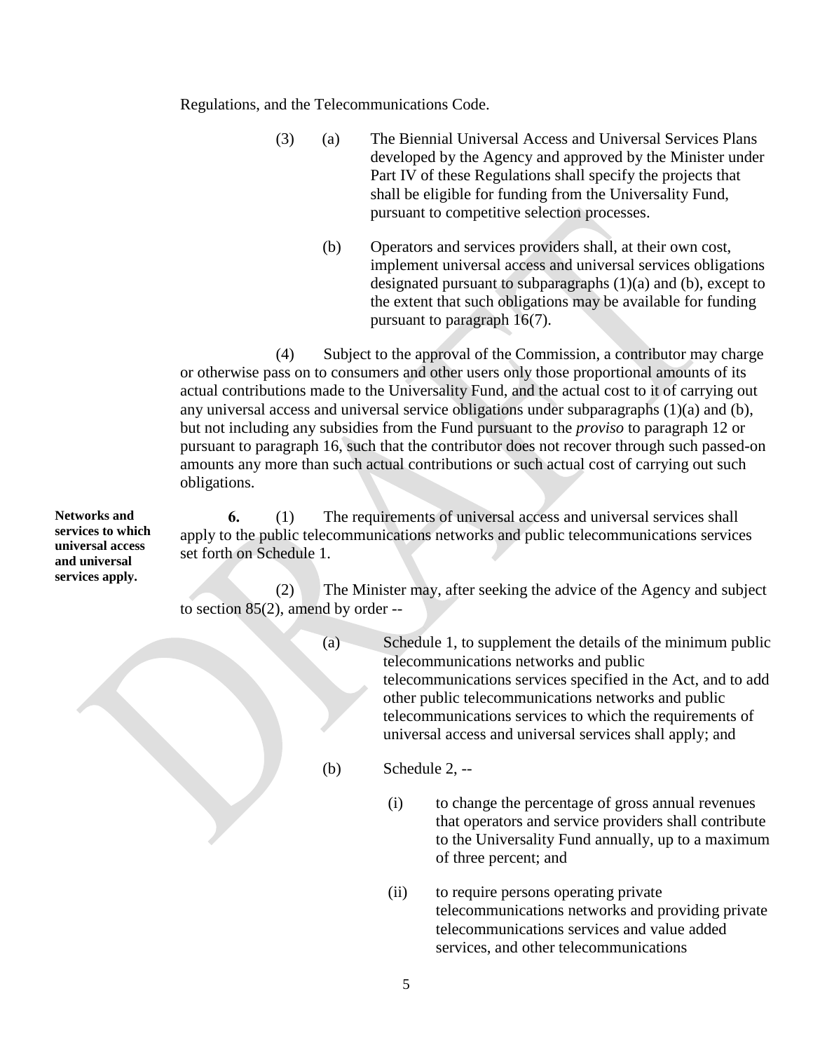Regulations, and the Telecommunications Code.

(3) (a) The Biennial Universal Access and Universal Services Plans developed by the Agency and approved by the Minister under Part IV of these Regulations shall specify the projects that shall be eligible for funding from the Universality Fund, pursuant to competitive selection processes.

(b) Operators and services providers shall, at their own cost, implement universal access and universal services obligations designated pursuant to subparagraphs (1)(a) and (b), except to the extent that such obligations may be available for funding pursuant to paragraph 16(7).

(4) Subject to the approval of the Commission, a contributor may charge or otherwise pass on to consumers and other users only those proportional amounts of its actual contributions made to the Universality Fund, and the actual cost to it of carrying out any universal access and universal service obligations under subparagraphs (1)(a) and (b), but not including any subsidies from the Fund pursuant to the *proviso* to paragraph 12 or pursuant to paragraph 16, such that the contributor does not recover through such passed-on amounts any more than such actual contributions or such actual cost of carrying out such obligations.

**Networks and services to which universal access and universal services apply.**

**6.** (1) The requirements of universal access and universal services shall apply to the public telecommunications networks and public telecommunications services set forth on Schedule 1.

(2) The Minister may, after seeking the advice of the Agency and subject to section 85(2), amend by order --

(a) Schedule 1, to supplement the details of the minimum public telecommunications networks and public telecommunications services specified in the Act, and to add other public telecommunications networks and public telecommunications services to which the requirements of universal access and universal services shall apply; and

(b) Schedule 2, --

(i) to change the percentage of gross annual revenues that operators and service providers shall contribute to the Universality Fund annually, up to a maximum of three percent; and

(ii) to require persons operating private telecommunications networks and providing private telecommunications services and value added services, and other telecommunications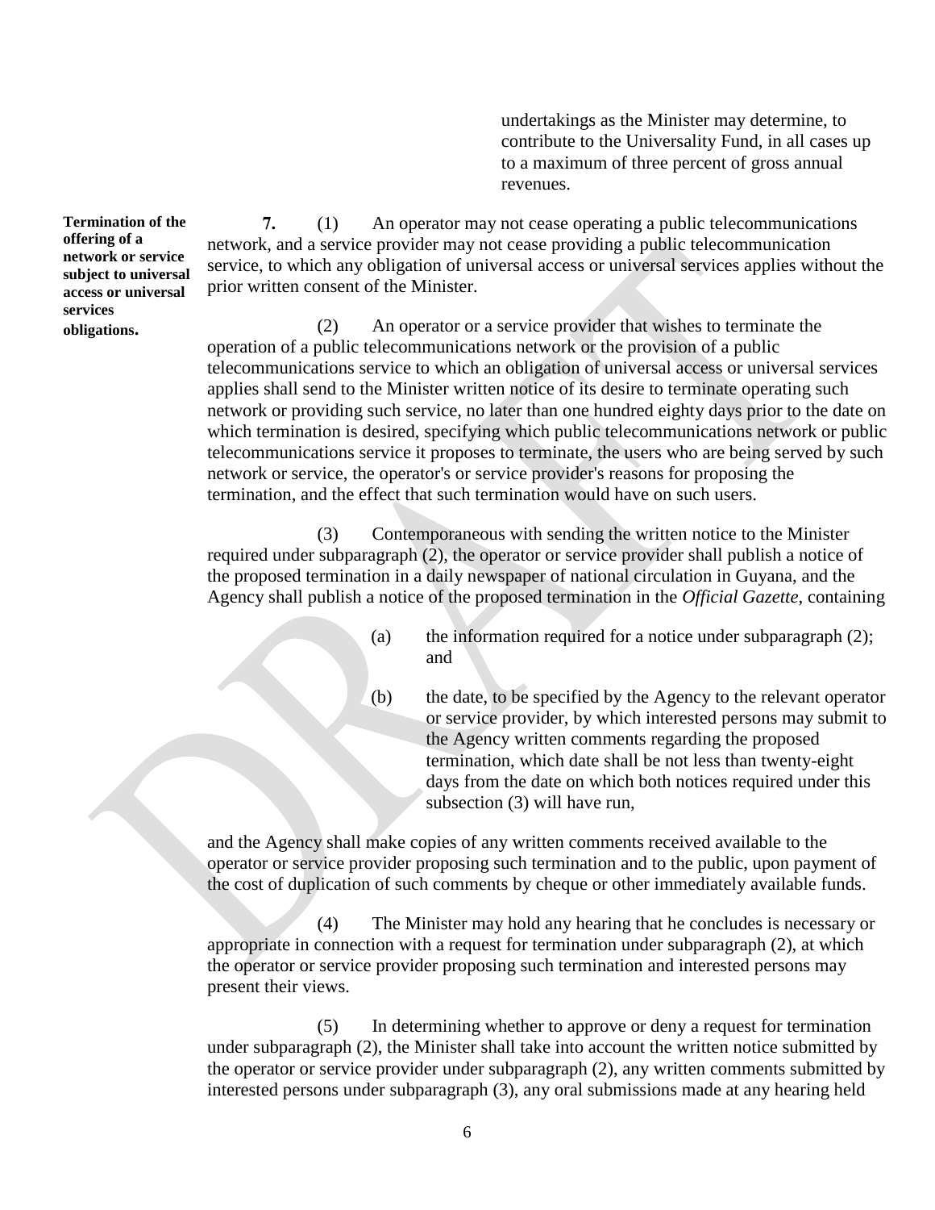undertakings as the Minister may determine, to contribute to the Universality Fund, in all cases up to a maximum of three percent of gross annual revenues.

**Termination of the offering of a network or service subject to universal access or universal services obligations.**

**7.** (1) An operator may not cease operating a public telecommunications network, and a service provider may not cease providing a public telecommunication service, to which any obligation of universal access or universal services applies without the prior written consent of the Minister.

(2) An operator or a service provider that wishes to terminate the operation of a public telecommunications network or the provision of a public telecommunications service to which an obligation of universal access or universal services applies shall send to the Minister written notice of its desire to terminate operating such network or providing such service, no later than one hundred eighty days prior to the date on which termination is desired, specifying which public telecommunications network or public telecommunications service it proposes to terminate, the users who are being served by such network or service, the operator's or service provider's reasons for proposing the termination, and the effect that such termination would have on such users.

(3) Contemporaneous with sending the written notice to the Minister required under subparagraph (2), the operator or service provider shall publish a notice of the proposed termination in a daily newspaper of national circulation in Guyana, and the Agency shall publish a notice of the proposed termination in the *Official Gazette*, containing

(a) the information required for a notice under subparagraph (2); and

(b) the date, to be specified by the Agency to the relevant operator or service provider, by which interested persons may submit to the Agency written comments regarding the proposed termination, which date shall be not less than twenty-eight days from the date on which both notices required under this subsection (3) will have run,

and the Agency shall make copies of any written comments received available to the operator or service provider proposing such termination and to the public, upon payment of the cost of duplication of such comments by cheque or other immediately available funds.

(4) The Minister may hold any hearing that he concludes is necessary or appropriate in connection with a request for termination under subparagraph (2), at which the operator or service provider proposing such termination and interested persons may present their views.

(5) In determining whether to approve or deny a request for termination under subparagraph (2), the Minister shall take into account the written notice submitted by the operator or service provider under subparagraph (2), any written comments submitted by interested persons under subparagraph (3), any oral submissions made at any hearing held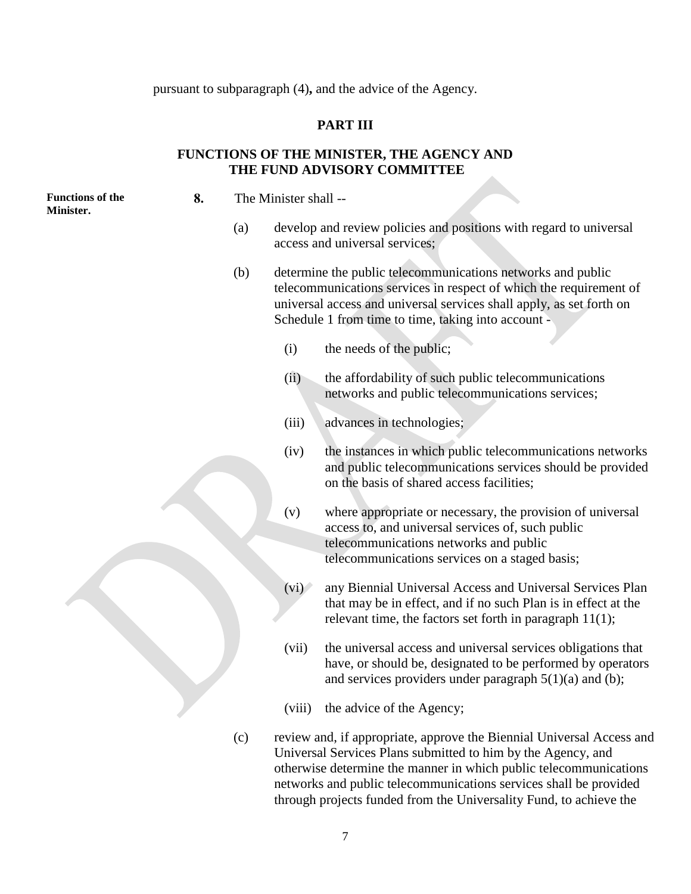pursuant to subparagraph (4)**,** and the advice of the Agency.

## PART III

## FUNCTIONS OF THE MINISTER, THE AGENCY AND THE FUND ADVISORY COMMITTEE

**Functions of the Minister.**

**8.** The Minister shall --

(a) develop and review policies and positions with regard to universal access and universal services;

(b) determine the public telecommunications networks and public telecommunications services in respect of which the requirement of universal access and universal services shall apply, as set forth on Schedule 1 from time to time, taking into account -

(i) the needs of the public;

(ii) the affordability of such public telecommunications networks and public telecommunications services;

(iii) advances in technologies;

(iv) the instances in which public telecommunications networks and public telecommunications services should be provided on the basis of shared access facilities;

(v) where appropriate or necessary, the provision of universal access to, and universal services of, such public telecommunications networks and public telecommunications services on a staged basis;

(vi) any Biennial Universal Access and Universal Services Plan that may be in effect, and if no such Plan is in effect at the relevant time, the factors set forth in paragraph 11(1);

(vii) the universal access and universal services obligations that have, or should be, designated to be performed by operators and services providers under paragraph 5(1)(a) and (b);

(viii) the advice of the Agency;

(c) review and, if appropriate, approve the Biennial Universal Access and Universal Services Plans submitted to him by the Agency, and otherwise determine the manner in which public telecommunications networks and public telecommunications services shall be provided through projects funded from the Universality Fund, to achieve the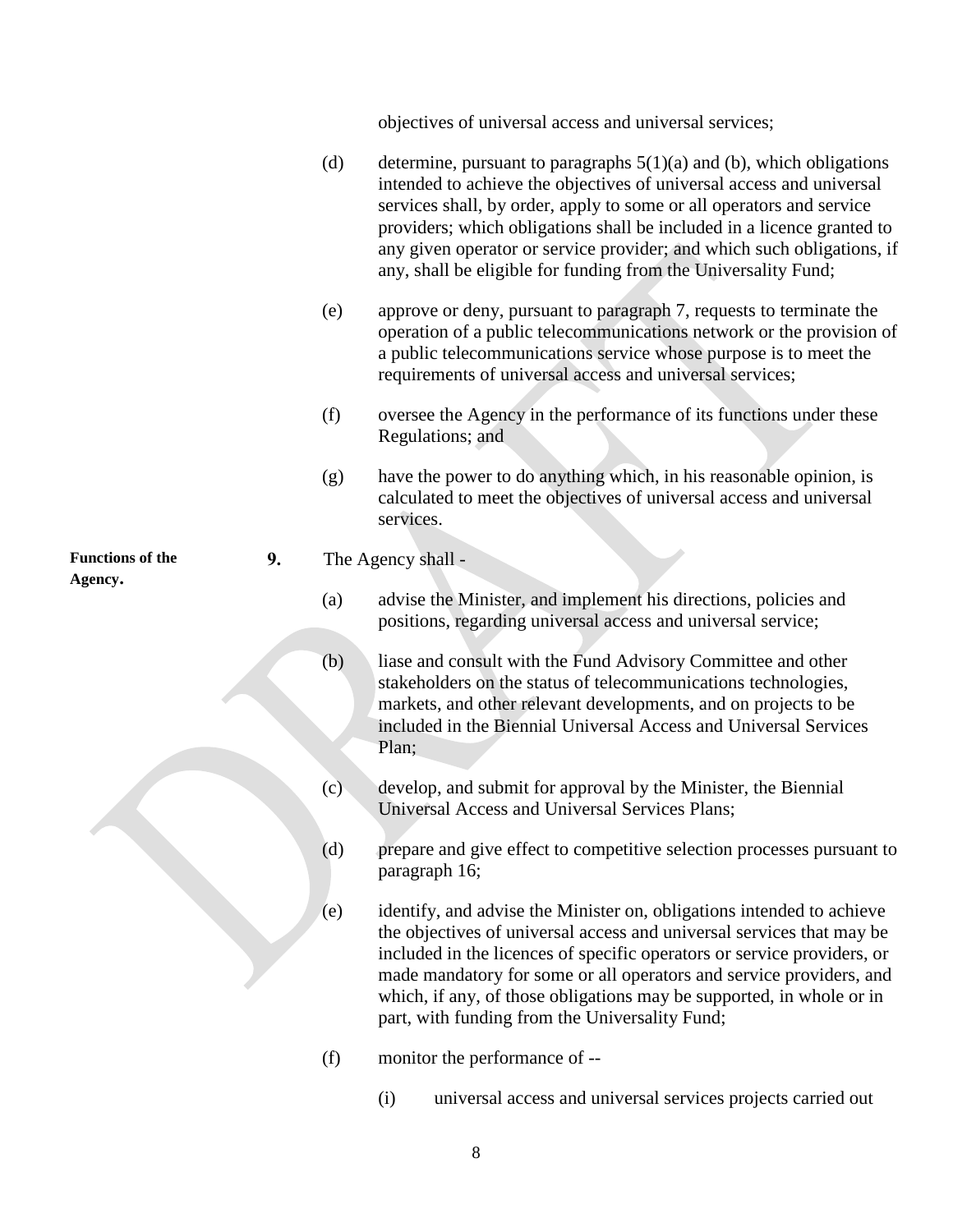objectives of universal access and universal services;

(d) determine, pursuant to paragraphs 5(1)(a) and (b), which obligations intended to achieve the objectives of universal access and universal services shall, by order, apply to some or all operators and service providers; which obligations shall be included in a licence granted to any given operator or service provider; and which such obligations, if any, shall be eligible for funding from the Universality Fund;

(e) approve or deny, pursuant to paragraph 7, requests to terminate the operation of a public telecommunications network or the provision of a public telecommunications service whose purpose is to meet the requirements of universal access and universal services;

(f) oversee the Agency in the performance of its functions under these Regulations; and

(g) have the power to do anything which, in his reasonable opinion, is calculated to meet the objectives of universal access and universal services.

**Functions of the Agency.**

**9.** The Agency shall -

(a) advise the Minister, and implement his directions, policies and positions, regarding universal access and universal service;

(b) liase and consult with the Fund Advisory Committee and other stakeholders on the status of telecommunications technologies, markets, and other relevant developments, and on projects to be included in the Biennial Universal Access and Universal Services Plan;

(c) develop, and submit for approval by the Minister, the Biennial Universal Access and Universal Services Plans;

(d) prepare and give effect to competitive selection processes pursuant to paragraph 16;

(e) identify, and advise the Minister on, obligations intended to achieve the objectives of universal access and universal services that may be included in the licences of specific operators or service providers, or made mandatory for some or all operators and service providers, and which, if any, of those obligations may be supported, in whole or in part, with funding from the Universality Fund;

(f) monitor the performance of --

(i) universal access and universal services projects carried out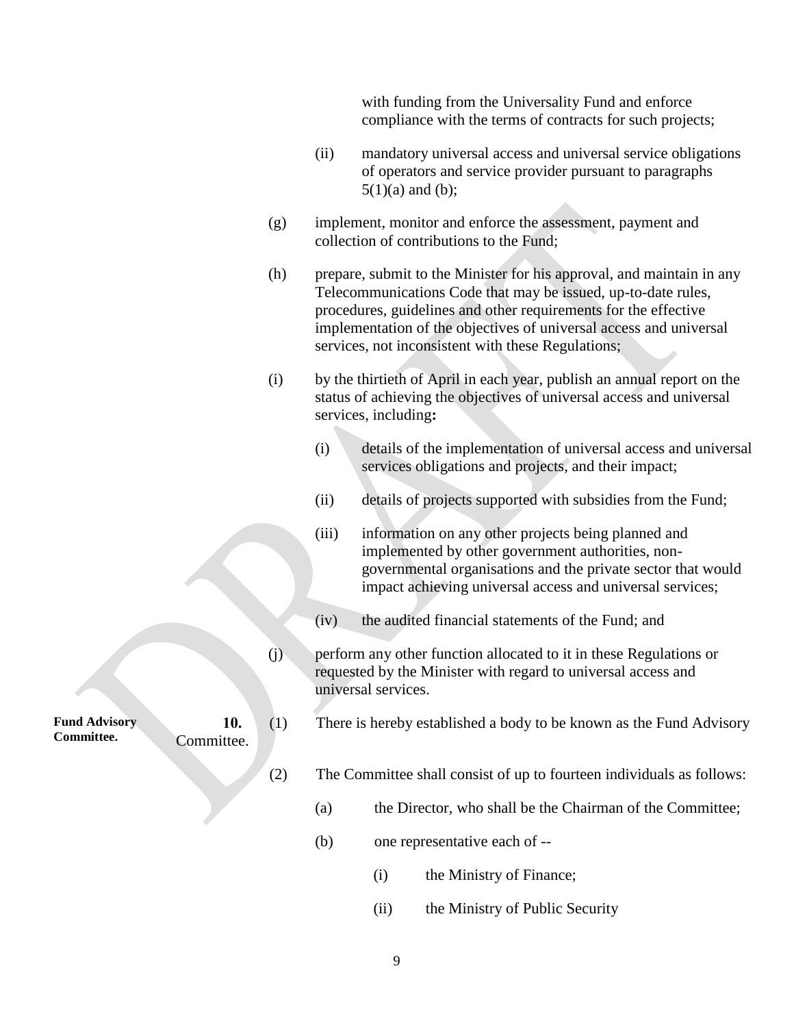with funding from the Universality Fund and enforce compliance with the terms of contracts for such projects;

(ii) mandatory universal access and universal service obligations of operators and service provider pursuant to paragraphs 5(1)(a) and (b);

(g) implement, monitor and enforce the assessment, payment and collection of contributions to the Fund;

(h) prepare, submit to the Minister for his approval, and maintain in any Telecommunications Code that may be issued, up-to-date rules, procedures, guidelines and other requirements for the effective implementation of the objectives of universal access and universal services, not inconsistent with these Regulations;

(i) by the thirtieth of April in each year, publish an annual report on the status of achieving the objectives of universal access and universal services, including**:**

(i) details of the implementation of universal access and universal services obligations and projects, and their impact;

(ii) details of projects supported with subsidies from the Fund;

(iii) information on any other projects being planned and implemented by other government authorities, non-governmental organisations and the private sector that would impact achieving universal access and universal services;

(iv) the audited financial statements of the Fund; and

(j) perform any other function allocated to it in these Regulations or requested by the Minister with regard to universal access and universal services.

**Fund Advisory Committee.**

**10.** (1) There is hereby established a body to be known as the Fund Advisory Committee.

(2) The Committee shall consist of up to fourteen individuals as follows:

(a) the Director, who shall be the Chairman of the Committee;

(b) one representative each of --

(i) the Ministry of Finance;

(ii) the Ministry of Public Security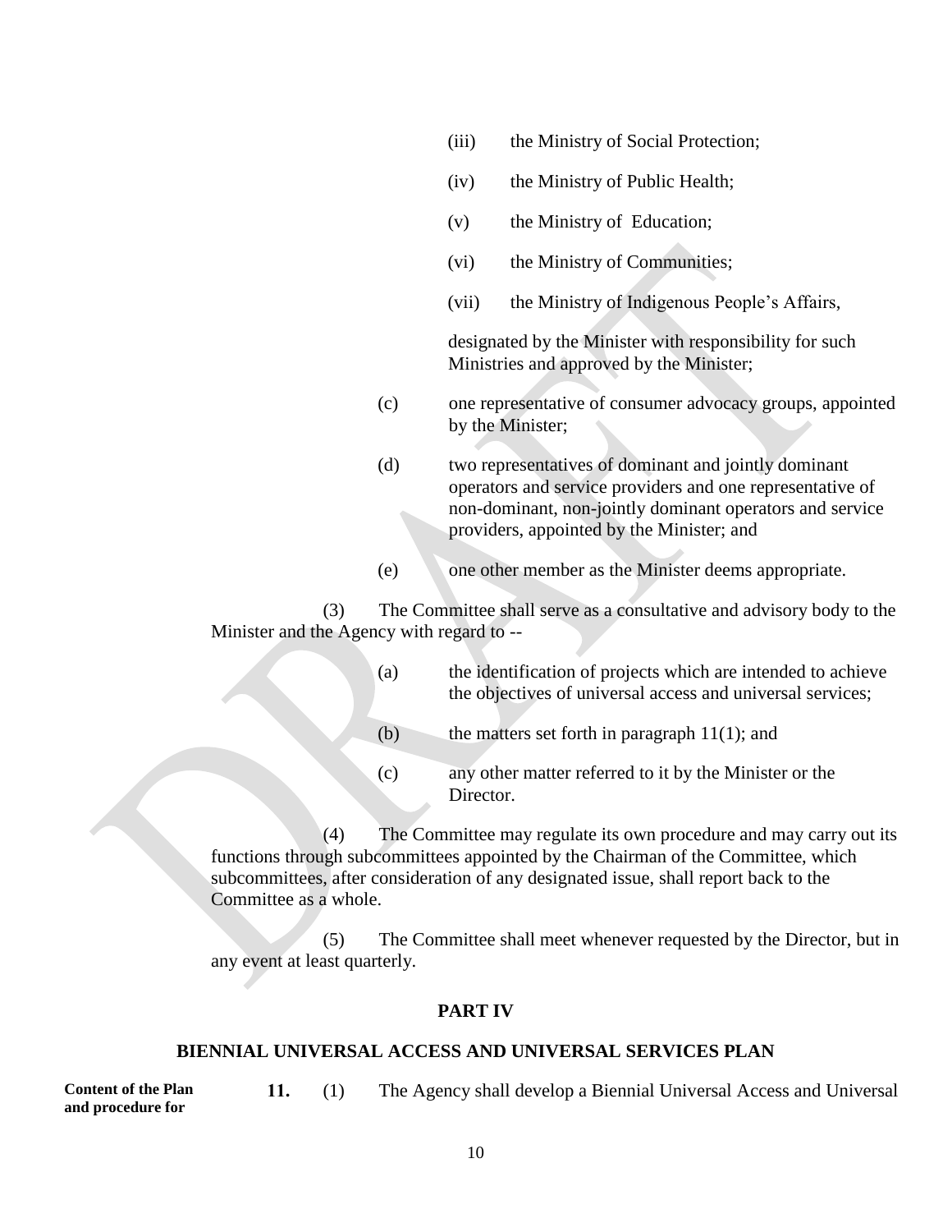(iii) the Ministry of Social Protection;

(iv) the Ministry of Public Health;

(v) the Ministry of Education;

(vi) the Ministry of Communities;

(vii) the Ministry of Indigenous People's Affairs,

designated by the Minister with responsibility for such Ministries and approved by the Minister;

(c) one representative of consumer advocacy groups, appointed by the Minister;

(d) two representatives of dominant and jointly dominant operators and service providers and one representative of non-dominant, non-jointly dominant operators and service providers, appointed by the Minister; and

(e) one other member as the Minister deems appropriate.

(3) The Committee shall serve as a consultative and advisory body to the Minister and the Agency with regard to --

(a) the identification of projects which are intended to achieve the objectives of universal access and universal services;

(b) the matters set forth in paragraph 11(1); and

(c) any other matter referred to it by the Minister or the Director.

(4) The Committee may regulate its own procedure and may carry out its functions through subcommittees appointed by the Chairman of the Committee, which subcommittees, after consideration of any designated issue, shall report back to the Committee as a whole.

(5) The Committee shall meet whenever requested by the Director, but in any event at least quarterly.

## PART IV

## BIENNIAL UNIVERSAL ACCESS AND UNIVERSAL SERVICES PLAN

**Content of the Plan and procedure for**

**11.** (1) The Agency shall develop a Biennial Universal Access and Universal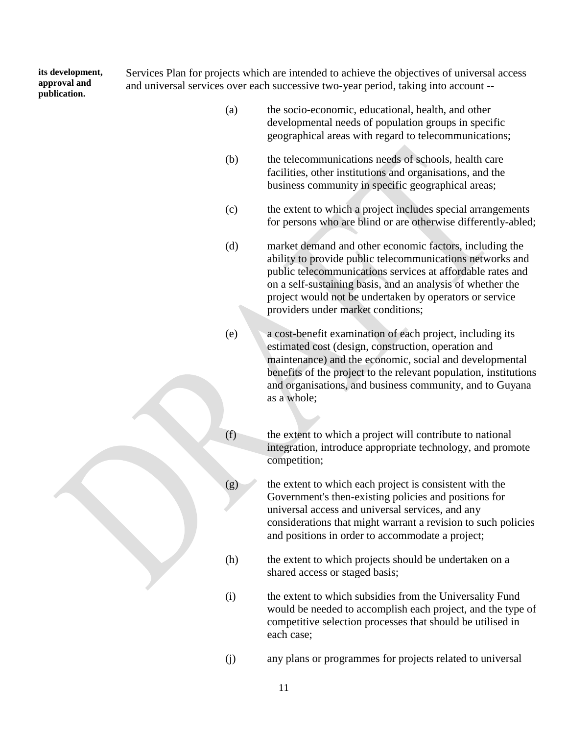**its development, approval and publication.**

Services Plan for projects which are intended to achieve the objectives of universal access and universal services over each successive two-year period, taking into account --

(a) the socio-economic, educational, health, and other developmental needs of population groups in specific geographical areas with regard to telecommunications;

(b) the telecommunications needs of schools, health care facilities, other institutions and organisations, and the business community in specific geographical areas;

(c) the extent to which a project includes special arrangements for persons who are blind or are otherwise differently-abled;

(d) market demand and other economic factors, including the ability to provide public telecommunications networks and public telecommunications services at affordable rates and on a self-sustaining basis, and an analysis of whether the project would not be undertaken by operators or service providers under market conditions;

(e) a cost-benefit examination of each project, including its estimated cost (design, construction, operation and maintenance) and the economic, social and developmental benefits of the project to the relevant population, institutions and organisations, and business community, and to Guyana as a whole;

(f) the extent to which a project will contribute to national integration, introduce appropriate technology, and promote competition;

(g) the extent to which each project is consistent with the Government's then-existing policies and positions for universal access and universal services, and any considerations that might warrant a revision to such policies and positions in order to accommodate a project;

(h) the extent to which projects should be undertaken on a shared access or staged basis;

(i) the extent to which subsidies from the Universality Fund would be needed to accomplish each project, and the type of competitive selection processes that should be utilised in each case;

(j) any plans or programmes for projects related to universal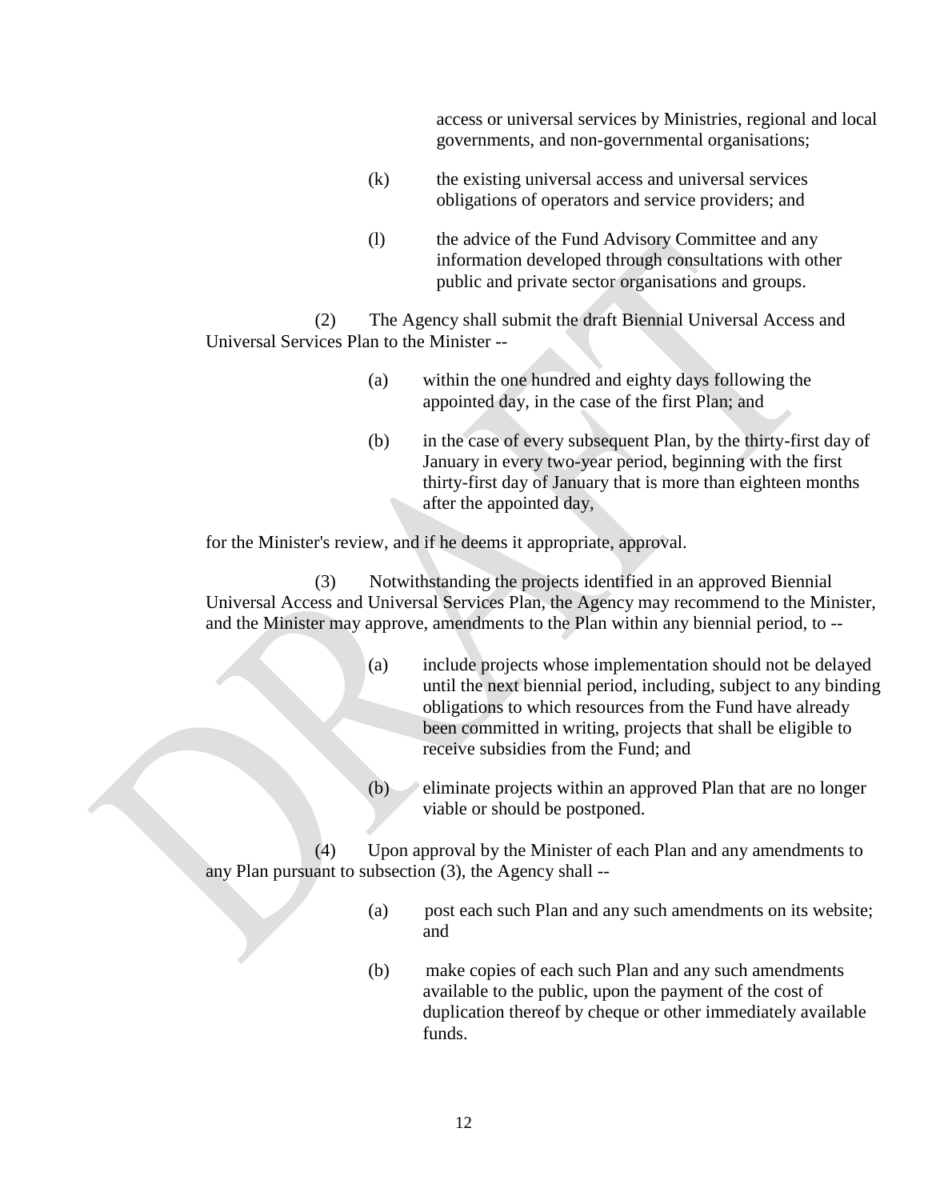access or universal services by Ministries, regional and local governments, and non-governmental organisations;

(k) the existing universal access and universal services obligations of operators and service providers; and

(l) the advice of the Fund Advisory Committee and any information developed through consultations with other public and private sector organisations and groups.

(2) The Agency shall submit the draft Biennial Universal Access and Universal Services Plan to the Minister --

(a) within the one hundred and eighty days following the appointed day, in the case of the first Plan; and

(b) in the case of every subsequent Plan, by the thirty-first day of January in every two-year period, beginning with the first thirty-first day of January that is more than eighteen months after the appointed day,

for the Minister's review, and if he deems it appropriate, approval.

(3) Notwithstanding the projects identified in an approved Biennial Universal Access and Universal Services Plan, the Agency may recommend to the Minister, and the Minister may approve, amendments to the Plan within any biennial period, to --

(a) include projects whose implementation should not be delayed until the next biennial period, including, subject to any binding obligations to which resources from the Fund have already been committed in writing, projects that shall be eligible to receive subsidies from the Fund; and

(b) eliminate projects within an approved Plan that are no longer viable or should be postponed.

(4) Upon approval by the Minister of each Plan and any amendments to any Plan pursuant to subsection (3), the Agency shall --

(a) post each such Plan and any such amendments on its website; and

(b) make copies of each such Plan and any such amendments available to the public, upon the payment of the cost of duplication thereof by cheque or other immediately available funds.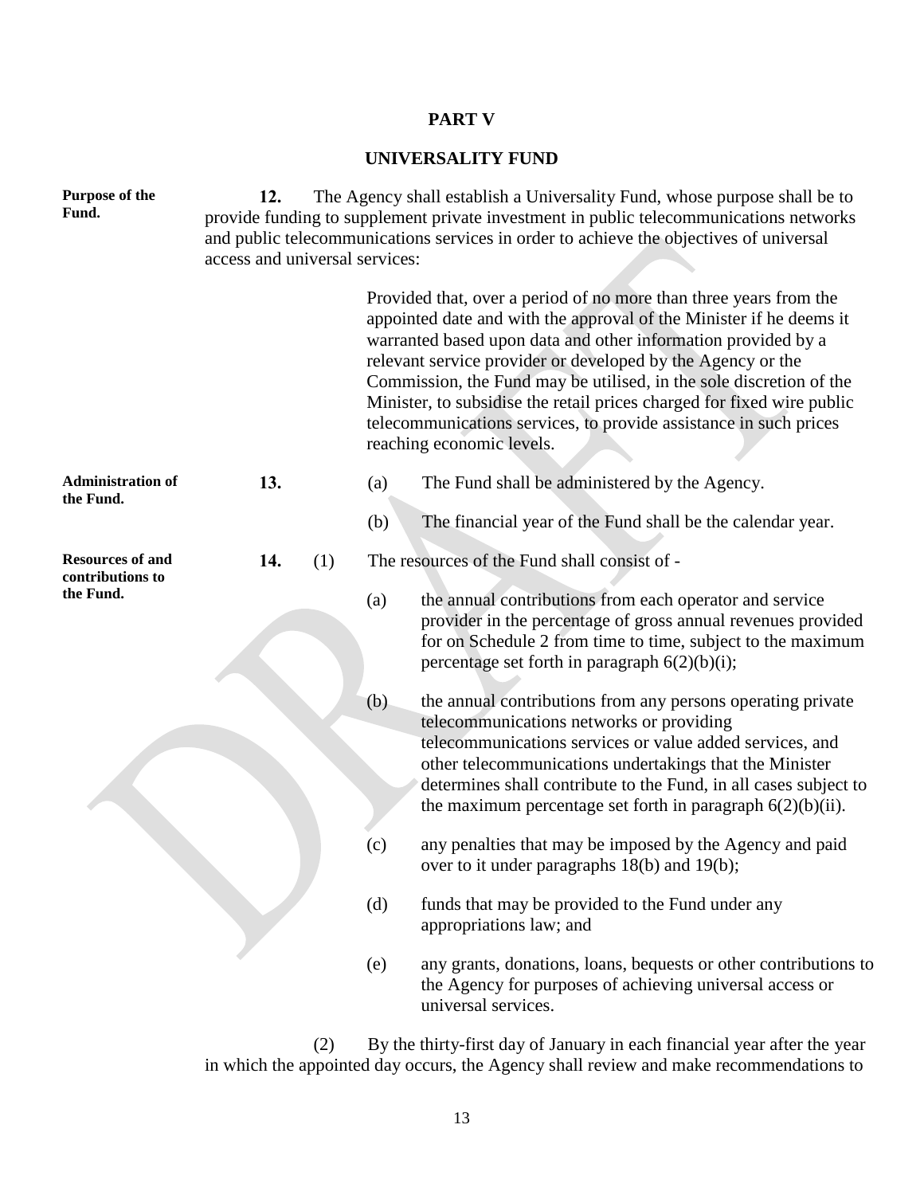## PART V

## UNIVERSALITY FUND

**Purpose of the Fund.**

**12.** The Agency shall establish a Universality Fund, whose purpose shall be to provide funding to supplement private investment in public telecommunications networks and public telecommunications services in order to achieve the objectives of universal access and universal services:

> Provided that, over a period of no more than three years from the appointed date and with the approval of the Minister if he deems it warranted based upon data and other information provided by a relevant service provider or developed by the Agency or the Commission, the Fund may be utilised, in the sole discretion of the Minister, to subsidise the retail prices charged for fixed wire public telecommunications services, to provide assistance in such prices reaching economic levels.

**Administration of the Fund.**

**13.** (a) The Fund shall be administered by the Agency.

(b) The financial year of the Fund shall be the calendar year.

**Resources of and contributions to the Fund.**

**14.** (1) The resources of the Fund shall consist of -

(a) the annual contributions from each operator and service provider in the percentage of gross annual revenues provided for on Schedule 2 from time to time, subject to the maximum percentage set forth in paragraph 6(2)(b)(i);

(b) the annual contributions from any persons operating private telecommunications networks or providing telecommunications services or value added services, and other telecommunications undertakings that the Minister determines shall contribute to the Fund, in all cases subject to the maximum percentage set forth in paragraph 6(2)(b)(ii).

(c) any penalties that may be imposed by the Agency and paid over to it under paragraphs 18(b) and 19(b);

(d) funds that may be provided to the Fund under any appropriations law; and

(e) any grants, donations, loans, bequests or other contributions to the Agency for purposes of achieving universal access or universal services.

(2) By the thirty-first day of January in each financial year after the year in which the appointed day occurs, the Agency shall review and make recommendations to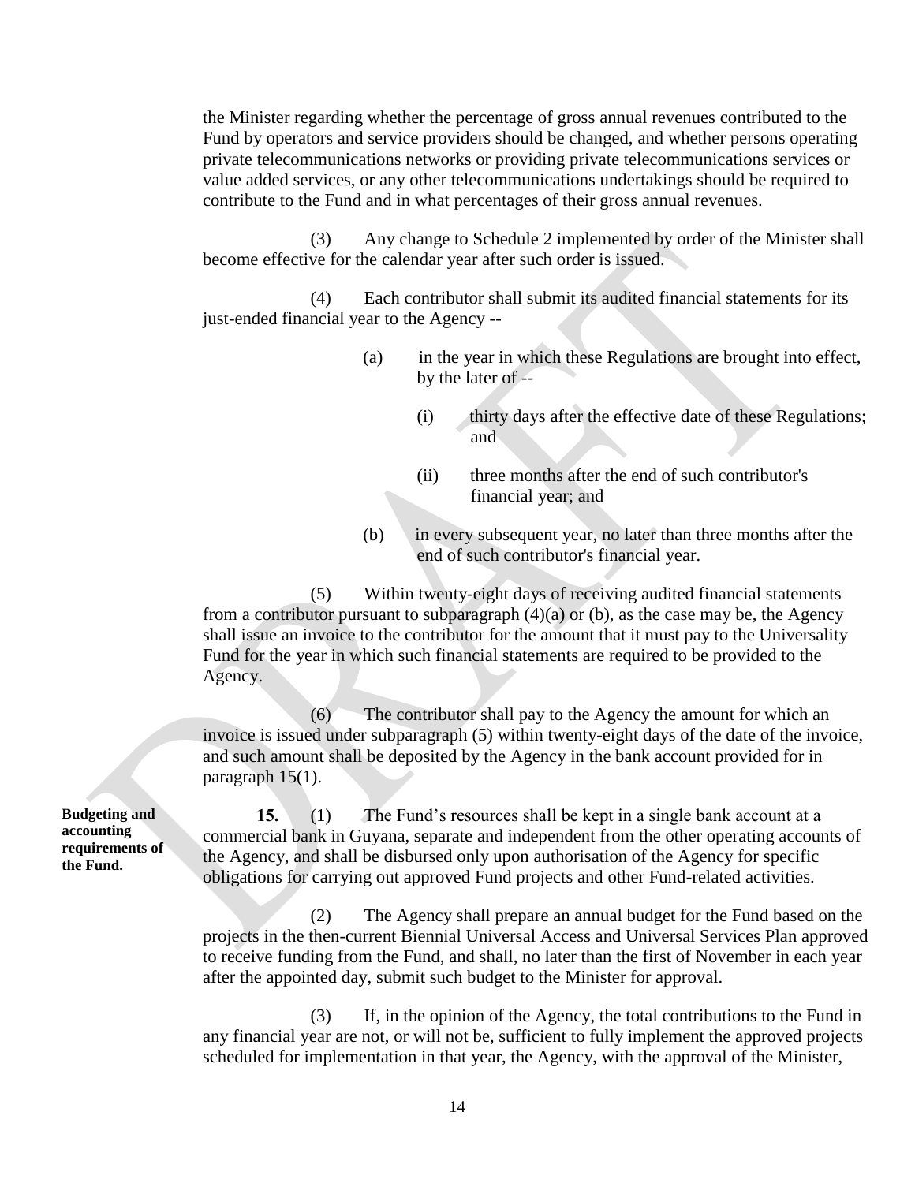the Minister regarding whether the percentage of gross annual revenues contributed to the Fund by operators and service providers should be changed, and whether persons operating private telecommunications networks or providing private telecommunications services or value added services, or any other telecommunications undertakings should be required to contribute to the Fund and in what percentages of their gross annual revenues.

(3) Any change to Schedule 2 implemented by order of the Minister shall become effective for the calendar year after such order is issued.

(4) Each contributor shall submit its audited financial statements for its just-ended financial year to the Agency --

(a) in the year in which these Regulations are brought into effect, by the later of --

(i) thirty days after the effective date of these Regulations; and

(ii) three months after the end of such contributor's financial year; and

(b) in every subsequent year, no later than three months after the end of such contributor's financial year.

(5) Within twenty-eight days of receiving audited financial statements from a contributor pursuant to subparagraph (4)(a) or (b), as the case may be, the Agency shall issue an invoice to the contributor for the amount that it must pay to the Universality Fund for the year in which such financial statements are required to be provided to the Agency.

(6) The contributor shall pay to the Agency the amount for which an invoice is issued under subparagraph (5) within twenty-eight days of the date of the invoice, and such amount shall be deposited by the Agency in the bank account provided for in paragraph 15(1).

**Budgeting and accounting requirements of the Fund.**

**15.** (1) The Fund's resources shall be kept in a single bank account at a commercial bank in Guyana, separate and independent from the other operating accounts of the Agency, and shall be disbursed only upon authorisation of the Agency for specific obligations for carrying out approved Fund projects and other Fund-related activities.

(2) The Agency shall prepare an annual budget for the Fund based on the projects in the then-current Biennial Universal Access and Universal Services Plan approved to receive funding from the Fund, and shall, no later than the first of November in each year after the appointed day, submit such budget to the Minister for approval.

(3) If, in the opinion of the Agency, the total contributions to the Fund in any financial year are not, or will not be, sufficient to fully implement the approved projects scheduled for implementation in that year, the Agency, with the approval of the Minister,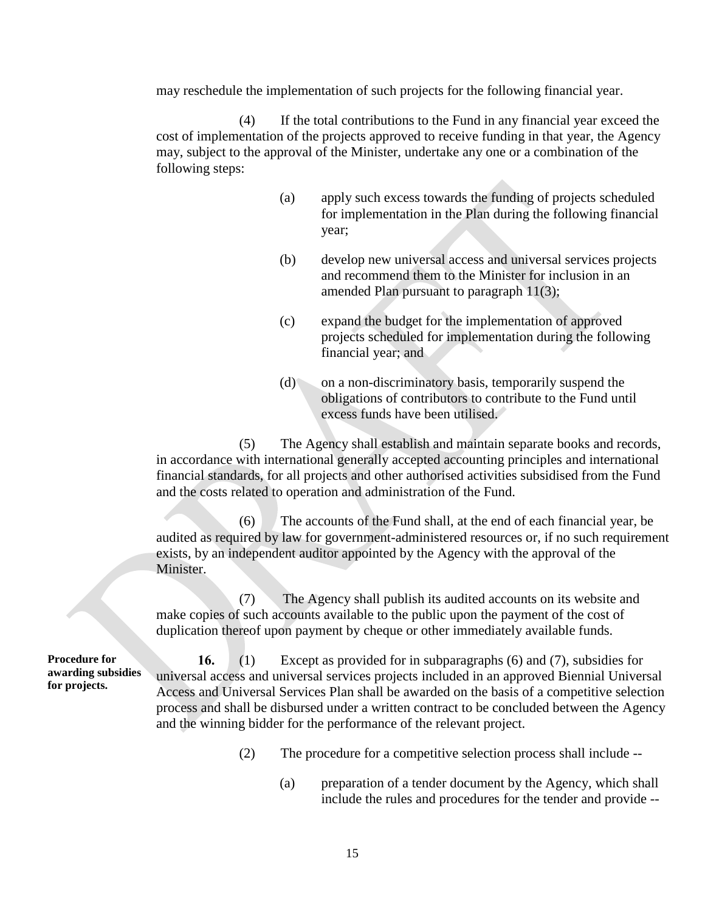may reschedule the implementation of such projects for the following financial year.

(4) If the total contributions to the Fund in any financial year exceed the cost of implementation of the projects approved to receive funding in that year, the Agency may, subject to the approval of the Minister, undertake any one or a combination of the following steps:

(a) apply such excess towards the funding of projects scheduled for implementation in the Plan during the following financial year;

(b) develop new universal access and universal services projects and recommend them to the Minister for inclusion in an amended Plan pursuant to paragraph 11(3);

(c) expand the budget for the implementation of approved projects scheduled for implementation during the following financial year; and

(d) on a non-discriminatory basis, temporarily suspend the obligations of contributors to contribute to the Fund until excess funds have been utilised.

(5) The Agency shall establish and maintain separate books and records, in accordance with international generally accepted accounting principles and international financial standards, for all projects and other authorised activities subsidised from the Fund and the costs related to operation and administration of the Fund.

(6) The accounts of the Fund shall, at the end of each financial year, be audited as required by law for government-administered resources or, if no such requirement exists, by an independent auditor appointed by the Agency with the approval of the Minister.

(7) The Agency shall publish its audited accounts on its website and make copies of such accounts available to the public upon the payment of the cost of duplication thereof upon payment by cheque or other immediately available funds.

**Procedure for awarding subsidies for projects.**

**16.** (1) Except as provided for in subparagraphs (6) and (7), subsidies for universal access and universal services projects included in an approved Biennial Universal Access and Universal Services Plan shall be awarded on the basis of a competitive selection process and shall be disbursed under a written contract to be concluded between the Agency and the winning bidder for the performance of the relevant project.

(2) The procedure for a competitive selection process shall include --

(a) preparation of a tender document by the Agency, which shall include the rules and procedures for the tender and provide --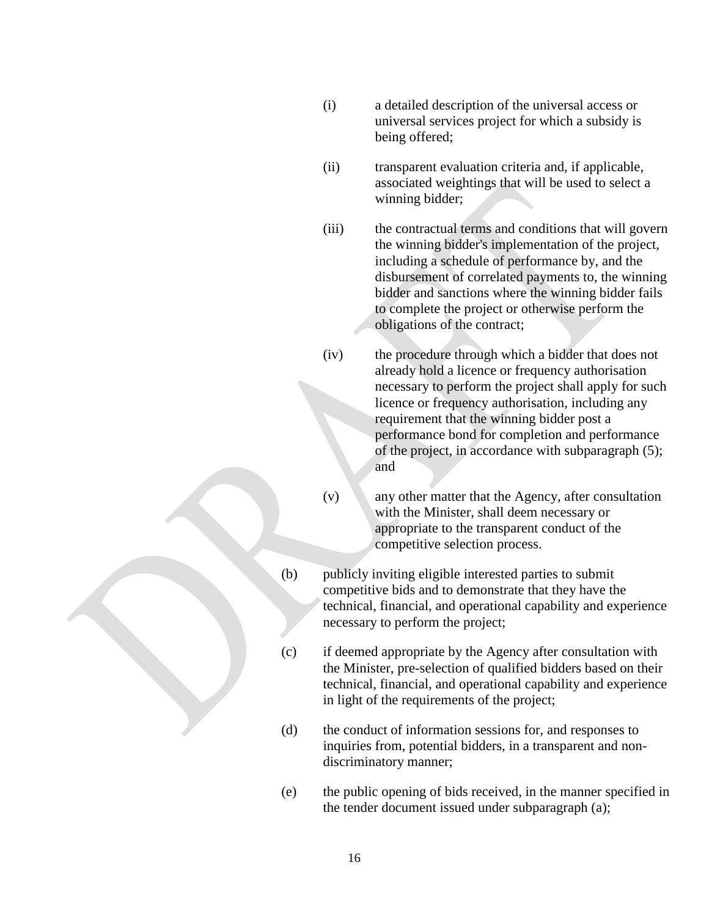(i) a detailed description of the universal access or universal services project for which a subsidy is being offered;

(ii) transparent evaluation criteria and, if applicable, associated weightings that will be used to select a winning bidder;

(iii) the contractual terms and conditions that will govern the winning bidder's implementation of the project, including a schedule of performance by, and the disbursement of correlated payments to, the winning bidder and sanctions where the winning bidder fails to complete the project or otherwise perform the obligations of the contract;

(iv) the procedure through which a bidder that does not already hold a licence or frequency authorisation necessary to perform the project shall apply for such licence or frequency authorisation, including any requirement that the winning bidder post a performance bond for completion and performance of the project, in accordance with subparagraph (5); and

(v) any other matter that the Agency, after consultation with the Minister, shall deem necessary or appropriate to the transparent conduct of the competitive selection process.

(b) publicly inviting eligible interested parties to submit competitive bids and to demonstrate that they have the technical, financial, and operational capability and experience necessary to perform the project;

(c) if deemed appropriate by the Agency after consultation with the Minister, pre-selection of qualified bidders based on their technical, financial, and operational capability and experience in light of the requirements of the project;

(d) the conduct of information sessions for, and responses to inquiries from, potential bidders, in a transparent and non-discriminatory manner;

(e) the public opening of bids received, in the manner specified in the tender document issued under subparagraph (a);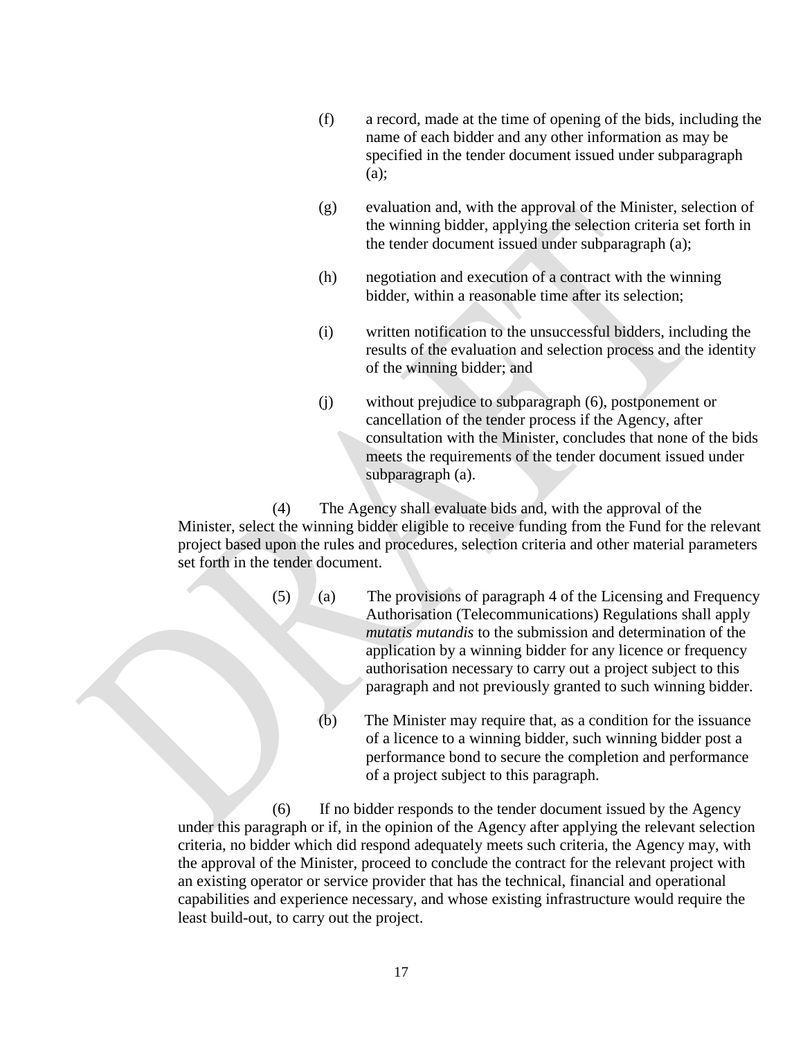(f) a record, made at the time of opening of the bids, including the name of each bidder and any other information as may be specified in the tender document issued under subparagraph (a);

(g) evaluation and, with the approval of the Minister, selection of the winning bidder, applying the selection criteria set forth in the tender document issued under subparagraph (a);

(h) negotiation and execution of a contract with the winning bidder, within a reasonable time after its selection;

(i) written notification to the unsuccessful bidders, including the results of the evaluation and selection process and the identity of the winning bidder; and

(j) without prejudice to subparagraph (6), postponement or cancellation of the tender process if the Agency, after consultation with the Minister, concludes that none of the bids meets the requirements of the tender document issued under subparagraph (a).

(4) The Agency shall evaluate bids and, with the approval of the Minister, select the winning bidder eligible to receive funding from the Fund for the relevant project based upon the rules and procedures, selection criteria and other material parameters set forth in the tender document.

(5) (a) The provisions of paragraph 4 of the Licensing and Frequency Authorisation (Telecommunications) Regulations shall apply *mutatis mutandis* to the submission and determination of the application by a winning bidder for any licence or frequency authorisation necessary to carry out a project subject to this paragraph and not previously granted to such winning bidder.

(b) The Minister may require that, as a condition for the issuance of a licence to a winning bidder, such winning bidder post a performance bond to secure the completion and performance of a project subject to this paragraph.

(6) If no bidder responds to the tender document issued by the Agency under this paragraph or if, in the opinion of the Agency after applying the relevant selection criteria, no bidder which did respond adequately meets such criteria, the Agency may, with the approval of the Minister, proceed to conclude the contract for the relevant project with an existing operator or service provider that has the technical, financial and operational capabilities and experience necessary, and whose existing infrastructure would require the least build-out, to carry out the project.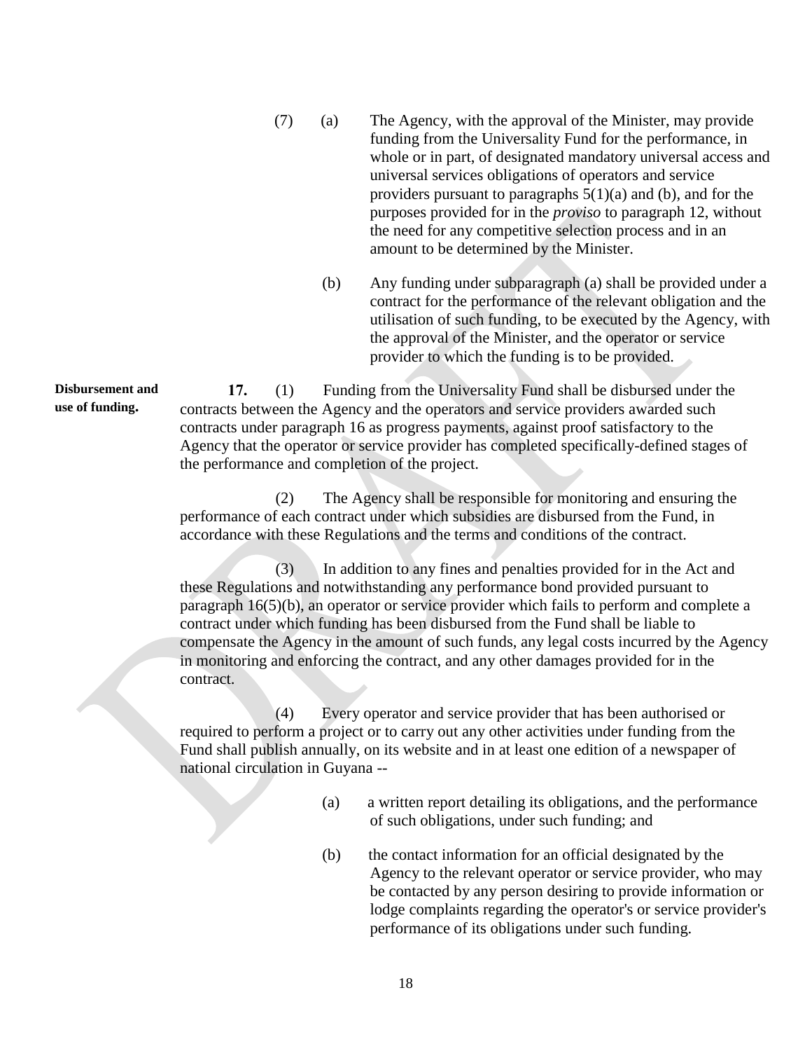(7) (a) The Agency, with the approval of the Minister, may provide funding from the Universality Fund for the performance, in whole or in part, of designated mandatory universal access and universal services obligations of operators and service providers pursuant to paragraphs 5(1)(a) and (b), and for the purposes provided for in the *proviso* to paragraph 12, without the need for any competitive selection process and in an amount to be determined by the Minister.

(b) Any funding under subparagraph (a) shall be provided under a contract for the performance of the relevant obligation and the utilisation of such funding, to be executed by the Agency, with the approval of the Minister, and the operator or service provider to which the funding is to be provided.

**Disbursement and use of funding.**

**17.** (1) Funding from the Universality Fund shall be disbursed under the contracts between the Agency and the operators and service providers awarded such contracts under paragraph 16 as progress payments, against proof satisfactory to the Agency that the operator or service provider has completed specifically-defined stages of the performance and completion of the project.

(2) The Agency shall be responsible for monitoring and ensuring the performance of each contract under which subsidies are disbursed from the Fund, in accordance with these Regulations and the terms and conditions of the contract.

(3) In addition to any fines and penalties provided for in the Act and these Regulations and notwithstanding any performance bond provided pursuant to paragraph 16(5)(b), an operator or service provider which fails to perform and complete a contract under which funding has been disbursed from the Fund shall be liable to compensate the Agency in the amount of such funds, any legal costs incurred by the Agency in monitoring and enforcing the contract, and any other damages provided for in the contract.

(4) Every operator and service provider that has been authorised or required to perform a project or to carry out any other activities under funding from the Fund shall publish annually, on its website and in at least one edition of a newspaper of national circulation in Guyana --

(a) a written report detailing its obligations, and the performance of such obligations, under such funding; and

(b) the contact information for an official designated by the Agency to the relevant operator or service provider, who may be contacted by any person desiring to provide information or lodge complaints regarding the operator's or service provider's performance of its obligations under such funding.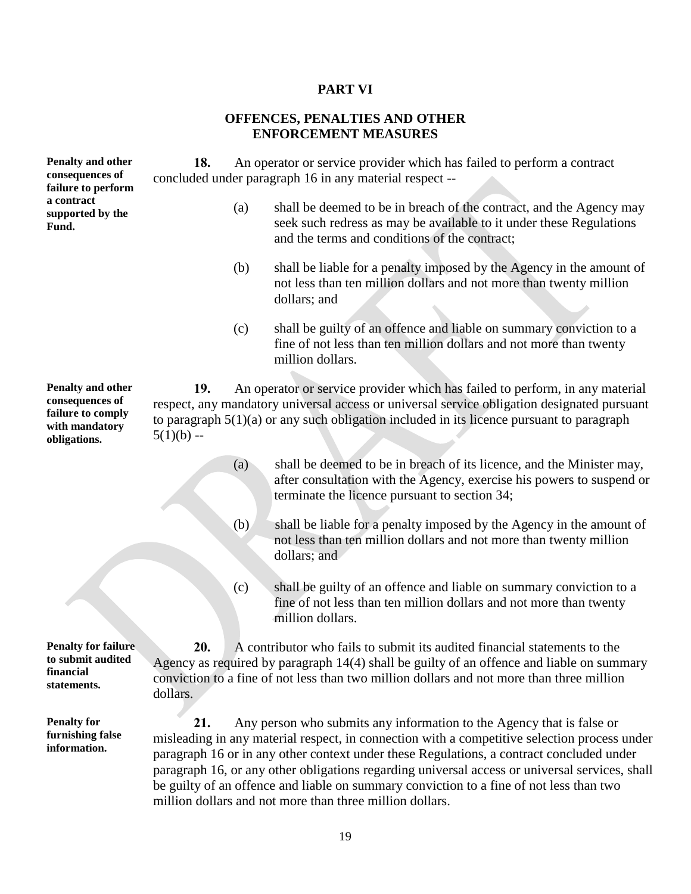## PART VI

## OFFENCES, PENALTIES AND OTHER ENFORCEMENT MEASURES

**Penalty and other consequences of failure to perform a contract supported by the Fund.**

**18.** An operator or service provider which has failed to perform a contract concluded under paragraph 16 in any material respect --

(a) shall be deemed to be in breach of the contract, and the Agency may seek such redress as may be available to it under these Regulations and the terms and conditions of the contract;

(b) shall be liable for a penalty imposed by the Agency in the amount of not less than ten million dollars and not more than twenty million dollars; and

(c) shall be guilty of an offence and liable on summary conviction to a fine of not less than ten million dollars and not more than twenty million dollars.

**Penalty and other consequences of failure to comply with mandatory obligations.**

**19.** An operator or service provider which has failed to perform, in any material respect, any mandatory universal access or universal service obligation designated pursuant to paragraph 5(1)(a) or any such obligation included in its licence pursuant to paragraph 5(1)(b) --

(a) shall be deemed to be in breach of its licence, and the Minister may, after consultation with the Agency, exercise his powers to suspend or terminate the licence pursuant to section 34;

(b) shall be liable for a penalty imposed by the Agency in the amount of not less than ten million dollars and not more than twenty million dollars; and

(c) shall be guilty of an offence and liable on summary conviction to a fine of not less than ten million dollars and not more than twenty million dollars.

**Penalty for failure to submit audited financial statements.**

**20.** A contributor who fails to submit its audited financial statements to the Agency as required by paragraph 14(4) shall be guilty of an offence and liable on summary conviction to a fine of not less than two million dollars and not more than three million dollars.

**Penalty for furnishing false information.**

**21.** Any person who submits any information to the Agency that is false or misleading in any material respect, in connection with a competitive selection process under paragraph 16 or in any other context under these Regulations, a contract concluded under paragraph 16, or any other obligations regarding universal access or universal services, shall be guilty of an offence and liable on summary conviction to a fine of not less than two million dollars and not more than three million dollars.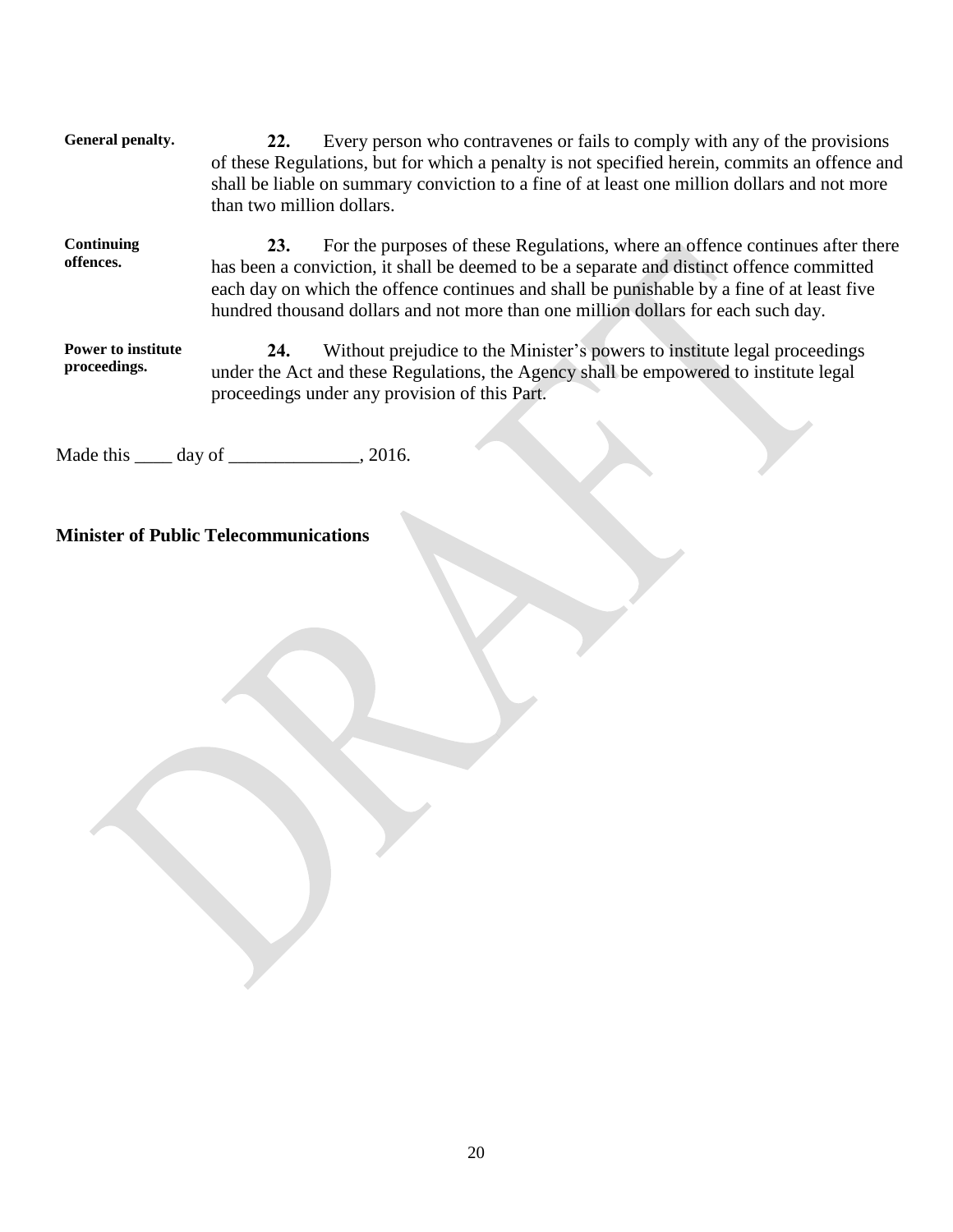**General penalty.**

**22.** Every person who contravenes or fails to comply with any of the provisions of these Regulations, but for which a penalty is not specified herein, commits an offence and shall be liable on summary conviction to a fine of at least one million dollars and not more than two million dollars.

**Continuing offences.**

**23.** For the purposes of these Regulations, where an offence continues after there has been a conviction, it shall be deemed to be a separate and distinct offence committed each day on which the offence continues and shall be punishable by a fine of at least five hundred thousand dollars and not more than one million dollars for each such day.

**Power to institute proceedings.**

**24.** Without prejudice to the Minister's powers to institute legal proceedings under the Act and these Regulations, the Agency shall be empowered to institute legal proceedings under any provision of this Part.

Made this ____ day of ______________, 2016.

**Minister of Public Telecommunications**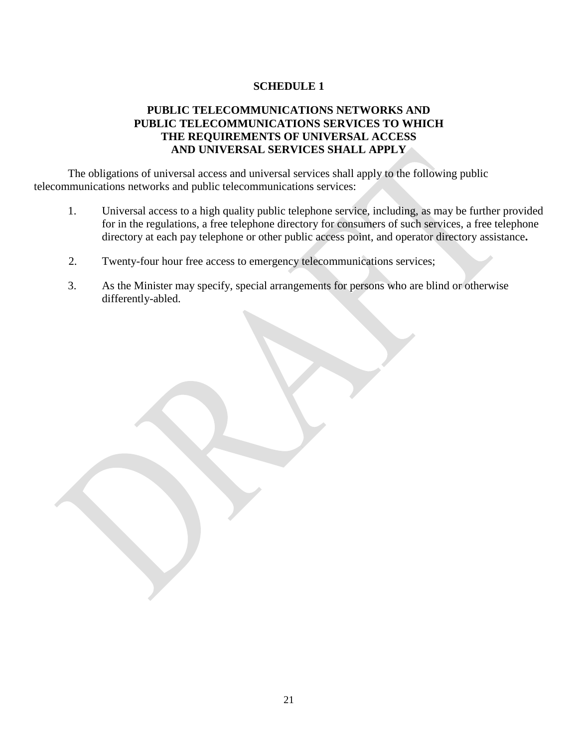# SCHEDULE 1

## PUBLIC TELECOMMUNICATIONS NETWORKS AND PUBLIC TELECOMMUNICATIONS SERVICES TO WHICH THE REQUIREMENTS OF UNIVERSAL ACCESS AND UNIVERSAL SERVICES SHALL APPLY

The obligations of universal access and universal services shall apply to the following public telecommunications networks and public telecommunications services:

1. Universal access to a high quality public telephone service, including, as may be further provided for in the regulations, a free telephone directory for consumers of such services, a free telephone directory at each pay telephone or other public access point, and operator directory assistance**.**

2. Twenty-four hour free access to emergency telecommunications services;

3. As the Minister may specify, special arrangements for persons who are blind or otherwise differently-abled.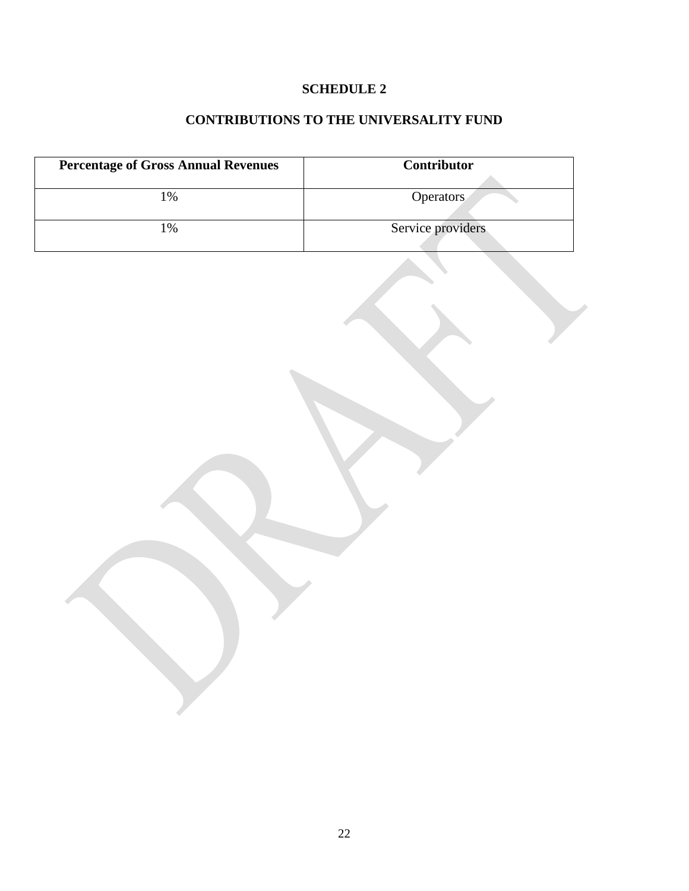## SCHEDULE 2

## CONTRIBUTIONS TO THE UNIVERSALITY FUND

| Percentage of Gross Annual Revenues | Contributor |
|---|---|
| 1% | Operators |
| 1% | Service providers |